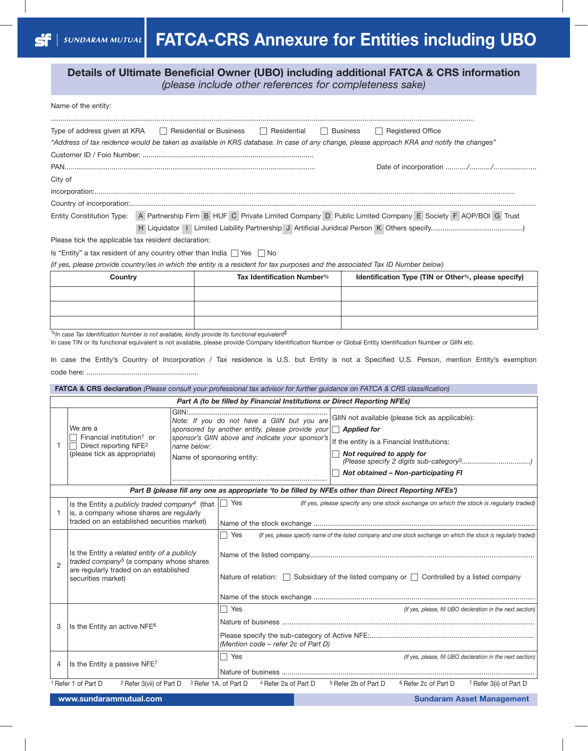# FATCA-CRS Annexure for Entities including UBO

## Details of Ultimate Beneficial Owner (UBO) including additional FATCA & CRS information
*(please include other references for completeness sake)*

Name of the entity:

..............................................................................................................................................................................................................

Type of address given at KRA ☐ Residential or Business ☐ Residential ☐ Business ☐ Registered Office

*"Address of tax reidence would be taken as available in KRS database. In case of any change, please approach KRA and notify the changes"*

Customer ID / Foio Number: ......................................................................................

PAN................................................................................................................................ Date of incorporation ........../........../.....................

City of incorporation:..................................................................................................................................................................................................

Country of incorporation:.............................................................................................................................................................................................

Entity Constitution Type: A Partnership Firm B HUF C Private Limited Company D Public Limited Company E Society F AOP/BOI G Trust H Liquidator I Limited Liability Partnership J Artificial Juridical Person K Others specify..............................................)

Please tick the applicable tax resident declaration:

Is "Entity" a tax resident of any country other than India ☐ Yes ☐ No

*(if yes, please provide country/ies in which the entity is a resident for tax purposes and the associated Tax ID Number below)*

| Country | Tax Identification Number% | Identification Type (TIN or Other%, please specify) |
|---|---|---|
| | | |
| | | |
| | | |

*%In case Tax Identification Number is not available, kindly provide its functional equivalent$*

In case TIN or its functional equivalent is not available, please provide Company Identification Number or Global Entity Identification Number or GIIN etc.

In case the Entity's Country of Incorporation / Tax residence is U.S. but Entity is not a Specified U.S. Person, mention Entity's exemption code here: ........................................................

**FATCA & CRS declaration** *(Please consult your professional tax advisor for further guidance on FATCA & CRS classification)*

| | ***Part A (to be filled by Financial Institutions or Direct Reporting NFEs)*** | | |
|---|---|---|---|
| 1 | We are a ☐ Financial institution[1] or ☐ Direct reporting NFE[2] (please tick as appropriate) | GIIN:........................................................................ *Note: If you do not have a GIIN but you are sponsored by another entity, please provide your sponsor's GIIN above and indicate your sponsor's name below:* Name of sponsoring entity: .............................................................................. | GIIN not available (please tick as applicable): ☐ ***Applied for*** If the entity is a Financial Institutions: ☐ ***Not required to apply for*** *(Please specify 2 digits sub-category[3]..................................)* ☐ ***Not obtained – Non-participating FI*** |

| | ***Part B (please fill any one as appropriate 'to be filled by NFEs other than Direct Reporting NFEs')*** | |
|---|---|---|
| 1 | Is the Entity a *publicly traded company*[4] (that is, a company whose shares are regularly traded on an established securities market) | ☐ Yes *(If yes, please specify any one stock exchange on which the stock is regularly traded)* Name of the stock exchange ................................................................................................................ |
| 2 | Is the Entity a *related entity of a publicly traded company*[5] (a company whose shares are regularly traded on an established securities market) | ☐ Yes *(If yes, please specify name of the listed company and one stock exchange on which the stock is regularly traded)* Name of the listed company................................................................................................................ Nature of relation: ☐ Subsidiary of the listed company or ☐ Controlled by a listed company Name of the stock exchange ................................................................................................................ |
| 3 | Is the Entity an active NFE[6] | ☐ Yes *(If yes, please, fill UBO declaration in the next section)* Nature of business ................................................................................................................ Please specify the sub-category of Active NFE:.................................................................................. *(Mention code – refer 2c of Part D)* |
| 4 | Is the Entity a passive NFE[7] | ☐ Yes *(If yes, please, fill UBO declaration in the next section)* Nature of business ................................................................................................................ |

[1] Refer 1 of Part D [2] Refer 3(vii) of Part D [3] Refer 1A. of Part D [4] Refer 2a of Part D [5] Refer 2b of Part D [6] Refer 2c of Part D [7] Refer 3(ii) of Part D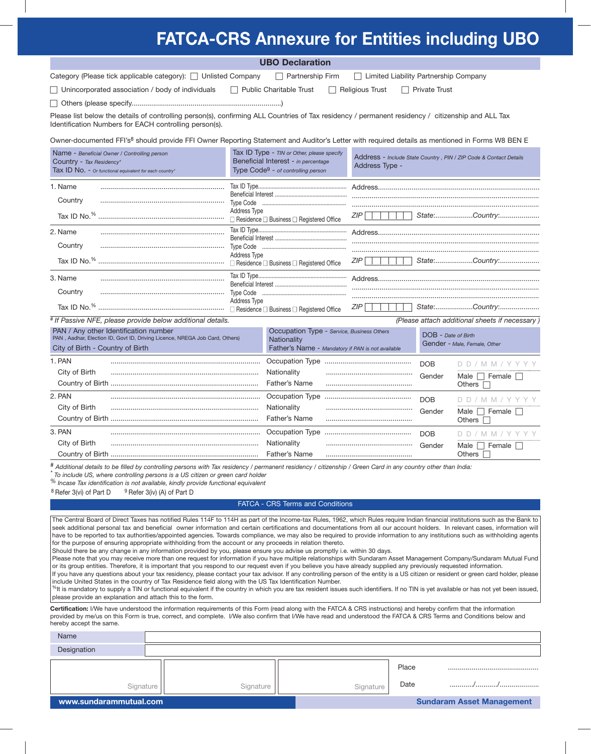# FATCA-CRS Annexure for Entities including UBO

## UBO Declaration

Category (Please tick applicable category): ☐ Unlisted Company ☐ Partnership Firm ☐ Limited Liability Partnership Company

☐ Unincorporated association / body of individuals ☐ Public Charitable Trust ☐ Religious Trust ☐ Private Trust

☐ Others (please specify............................................................................)

Please list below the details of controlling person(s), confirming ALL Countries of Tax residency / permanent residency / citizenship and ALL Tax Identification Numbers for EACH controlling person(s).

Owner-documented FFI's[8] should provide FFI Owner Reporting Statement and Auditor's Letter with required details as mentioned in Forms W8 BEN E

| Name - *Beneficial Owner / Controlling person*<br>Country - *Tax Residency\**<br>Tax ID No. - *Or functional equivalent for each country\** | Tax ID Type - *TIN or Other, please specify*<br>Beneficial Interest - *in percentage*<br>Type Code[9] - *of controlling person* | Address - *Include State Country , PIN / ZIP Code & Contact Details*<br>Address Type - |
|---|---|---|
| 1. Name ..........<br>Country ..........<br>Tax ID No.% .......... | Tax ID Type..........<br>Beneficial Interest ..........<br>Type Code ..........<br>Address Type<br>☐ Residence ☐ Business ☐ Registered Office | Address..........<br>..........<br>..........<br>ZIP ☐☐☐☐☐☐ State:.......... Country:.......... |
| 2. Name ..........<br>Country ..........<br>Tax ID No.% .......... | Tax ID Type..........<br>Beneficial Interest ..........<br>Type Code ..........<br>Address Type<br>☐ Residence ☐ Business ☐ Registered Office | Address..........<br>..........<br>..........<br>ZIP ☐☐☐☐☐☐ State:.......... Country:.......... |
| 3. Name ..........<br>Country ..........<br>Tax ID No.% .......... | Tax ID Type..........<br>Beneficial Interest ..........<br>Type Code ..........<br>Address Type<br>☐ Residence ☐ Business ☐ Registered Office | Address..........<br>..........<br>..........<br>ZIP ☐☐☐☐☐☐ State:.......... Country:.......... |

*# If Passive NFE, please provide below additional details.* *(Please attach additional sheets if necessary )*

| PAN / Any other Identification number<br>PAN , Aadhar, Election ID, Govt ID, Driving Licence, NREGA Job Card, Others)<br>City of Birth - Country of Birth | Occupation Type - *Service, Business Others*<br>Nationality<br>Father's Name - *Mandatory if PAN is not available* | DOB - *Date of Birth*<br>Gender - *Male, Female, Other* |
|---|---|---|
| 1. PAN ..........<br>City of Birth ..........<br>Country of Birth .......... | Occupation Type ..........<br>Nationality ..........<br>Father's Name .......... | DOB D D / M M / Y Y Y Y<br>Gender Male ☐ Female ☐ Others ☐ |
| 2. PAN ..........<br>City of Birth ..........<br>Country of Birth .......... | Occupation Type ..........<br>Nationality ..........<br>Father's Name .......... | DOB D D / M M / Y Y Y Y<br>Gender Male ☐ Female ☐ Others ☐ |
| 3. PAN ..........<br>City of Birth ..........<br>Country of Birth .......... | Occupation Type ..........<br>Nationality ..........<br>Father's Name .......... | DOB D D / M M / Y Y Y Y<br>Gender Male ☐ Female ☐ Others ☐ |

*# Additional details to be filled by controlling persons with Tax residency / permanent residency / citizenship / Green Card in any country other than India:*

*\* To include US, where controlling persons is a US citizen or green card holder*

*% Incase Tax identification is not available, kindly provide functional equivalent*

[8] Refer 3(vi) of Part D [9] Refer 3(iv) (A) of Part D

## FATCA - CRS Terms and Conditions

The Central Board of Direct Taxes has notified Rules 114F to 114H as part of the Income-tax Rules, 1962, which Rules require Indian financial institutions such as the Bank to seek additional personal tax and beneficial owner information and certain certifications and documentations from all our account holders. In relevant cases, information will have to be reported to tax authorities/appointed agencies. Towards compliance, we may also be required to provide information to any institutions such as withholding agents for the purpose of ensuring appropriate withholding from the account or any proceeds in relation thereto.

Should there be any change in any information provided by you, please ensure you advise us promptly i.e. within 30 days.

Please note that you may receive more than one request for information if you have multiple relationships with Sundaram Asset Management Company/Sundaram Mutual Fund or its group entities. Therefore, it is important that you respond to our request even if you believe you have already supplied any previously requested information.

If you have any questions about your tax residency, please contact your tax advisor. If any controlling person of the entity is a US citizen or resident or green card holder, please include United States in the country of Tax Residence field along with the US Tax Identification Number.

%It is mandatory to supply a TIN or functional equivalent if the country in which you are tax resident issues such identifiers. If no TIN is yet available or has not yet been issued, please provide an explanation and attach this to the form.

**Certification:** I/We have understood the information requirements of this Form (read along with the FATCA & CRS instructions) and hereby confirm that the information provided by me/us on this Form is true, correct, and complete. I/We also confirm that I/We have read and understood the FATCA & CRS Terms and Conditions below and hereby accept the same.

| | |
|---|---|
| Name | |
| Designation | |

| | | | |
|---|---|---|---|
| Signature | Signature | Signature | Place ..........<br>Date ........../........../.......... |

www.sundarammutual.com **Sundaram Asset Management**